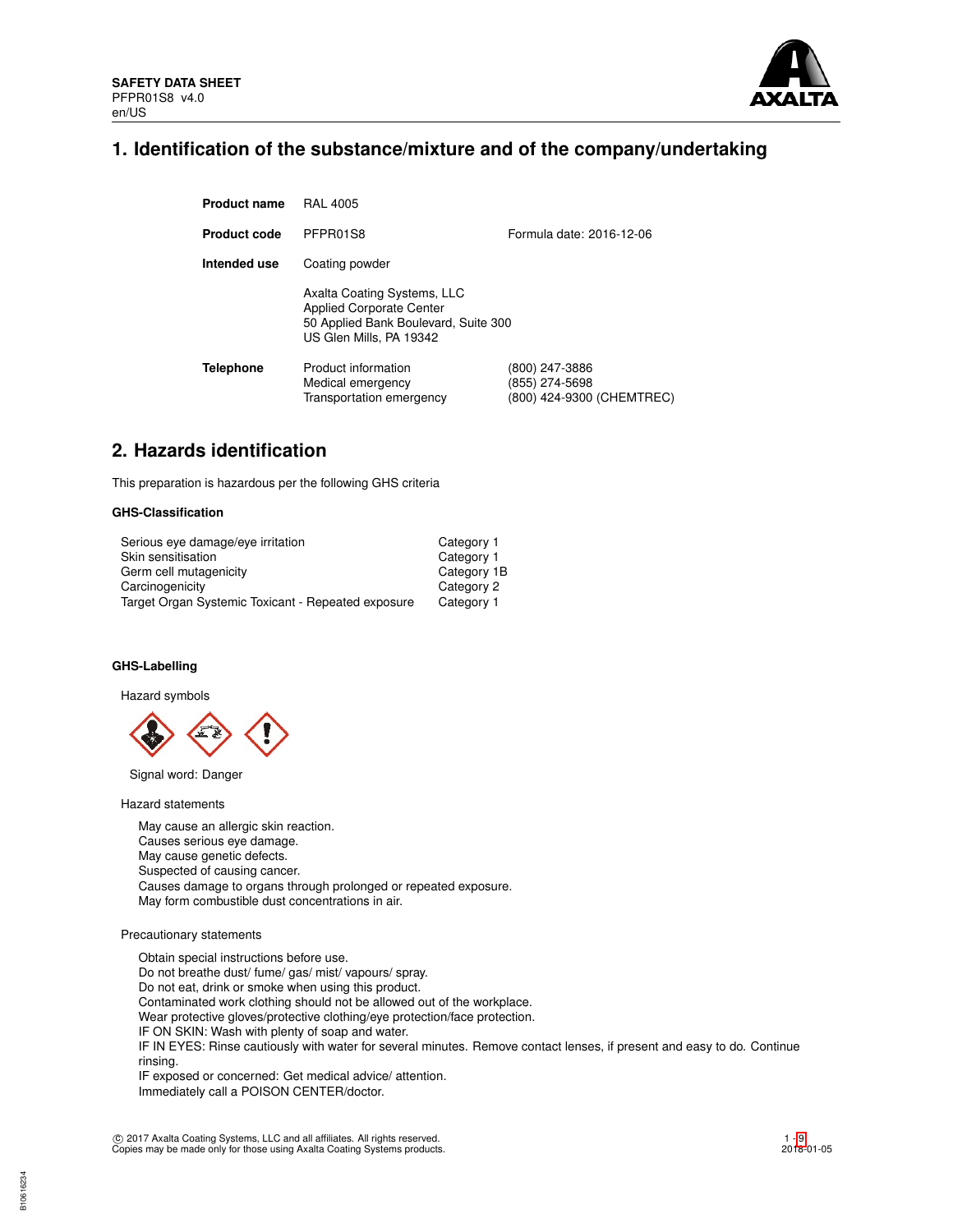**SAFETY DATA SHEET**
PFPR01S8 v4.0
en/US

## 1. Identification of the substance/mixture and of the company/undertaking

| | | |
|---|---|---|
| **Product name** | RAL 4005 | |
| **Product code** | PFPR01S8 | Formula date: 2016-12-06 |
| **Intended use** | Coating powder | |
| | Axalta Coating Systems, LLC<br>Applied Corporate Center<br>50 Applied Bank Boulevard, Suite 300<br>US Glen Mills, PA 19342 | |
| **Telephone** | Product information<br>Medical emergency<br>Transportation emergency | (800) 247-3886<br>(855) 274-5698<br>(800) 424-9300 (CHEMTREC) |

## 2. Hazards identification

This preparation is hazardous per the following GHS criteria

### GHS-Classification

| | |
|---|---|
| Serious eye damage/eye irritation | Category 1 |
| Skin sensitisation | Category 1 |
| Germ cell mutagenicity | Category 1B |
| Carcinogenicity | Category 2 |
| Target Organ Systemic Toxicant - Repeated exposure | Category 1 |

### GHS-Labelling

Hazard symbols

Signal word: Danger

Hazard statements

May cause an allergic skin reaction.
Causes serious eye damage.
May cause genetic defects.
Suspected of causing cancer.
Causes damage to organs through prolonged or repeated exposure.
May form combustible dust concentrations in air.

Precautionary statements

Obtain special instructions before use.
Do not breathe dust/ fume/ gas/ mist/ vapours/ spray.
Do not eat, drink or smoke when using this product.
Contaminated work clothing should not be allowed out of the workplace.
Wear protective gloves/protective clothing/eye protection/face protection.
IF ON SKIN: Wash with plenty of soap and water.
IF IN EYES: Rinse cautiously with water for several minutes. Remove contact lenses, if present and easy to do. Continue rinsing.
IF exposed or concerned: Get medical advice/ attention.
Immediately call a POISON CENTER/doctor.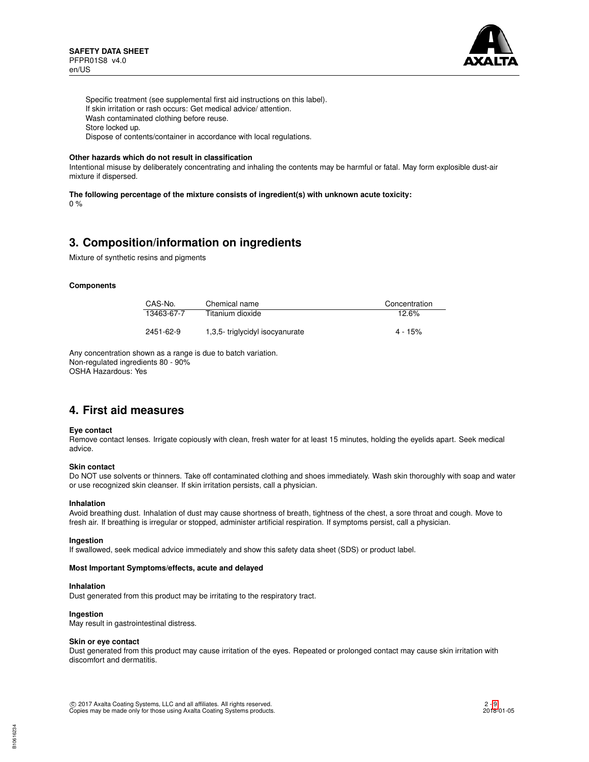Specific treatment (see supplemental first aid instructions on this label).
If skin irritation or rash occurs: Get medical advice/ attention.
Wash contaminated clothing before reuse.
Store locked up.
Dispose of contents/container in accordance with local regulations.

**Other hazards which do not result in classification**

Intentional misuse by deliberately concentrating and inhaling the contents may be harmful or fatal. May form explosible dust-air mixture if dispersed.

**The following percentage of the mixture consists of ingredient(s) with unknown acute toxicity:**

0 %

## 3. Composition/information on ingredients

Mixture of synthetic resins and pigments

**Components**

| CAS-No. | Chemical name | Concentration |
|---|---|---|
| 13463-67-7 | Titanium dioxide | 12.6% |
| 2451-62-9 | 1,3,5- triglycidyl isocyanurate | 4 - 15% |

Any concentration shown as a range is due to batch variation.
Non-regulated ingredients 80 - 90%
OSHA Hazardous: Yes

## 4. First aid measures

**Eye contact**

Remove contact lenses. Irrigate copiously with clean, fresh water for at least 15 minutes, holding the eyelids apart. Seek medical advice.

**Skin contact**

Do NOT use solvents or thinners. Take off contaminated clothing and shoes immediately. Wash skin thoroughly with soap and water or use recognized skin cleanser. If skin irritation persists, call a physician.

**Inhalation**

Avoid breathing dust. Inhalation of dust may cause shortness of breath, tightness of the chest, a sore throat and cough. Move to fresh air. If breathing is irregular or stopped, administer artificial respiration. If symptoms persist, call a physician.

**Ingestion**

If swallowed, seek medical advice immediately and show this safety data sheet (SDS) or product label.

**Most Important Symptoms/effects, acute and delayed**

**Inhalation**

Dust generated from this product may be irritating to the respiratory tract.

**Ingestion**

May result in gastrointestinal distress.

**Skin or eye contact**

Dust generated from this product may cause irritation of the eyes. Repeated or prolonged contact may cause skin irritation with discomfort and dermatitis.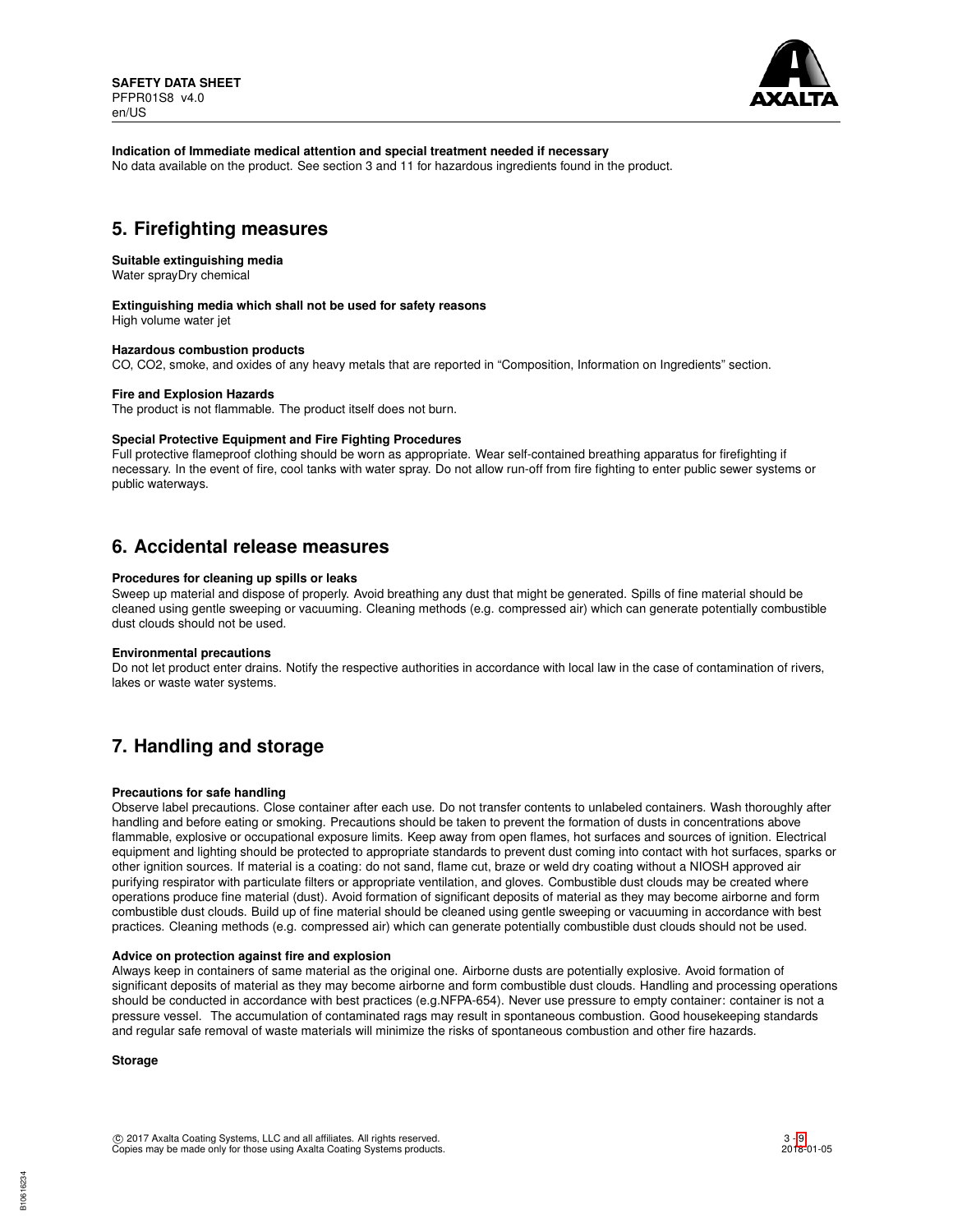**Indication of Immediate medical attention and special treatment needed if necessary**
No data available on the product. See section 3 and 11 for hazardous ingredients found in the product.

## 5. Firefighting measures

**Suitable extinguishing media**
Water sprayDry chemical

**Extinguishing media which shall not be used for safety reasons**
High volume water jet

**Hazardous combustion products**
CO, CO2, smoke, and oxides of any heavy metals that are reported in "Composition, Information on Ingredients" section.

**Fire and Explosion Hazards**
The product is not flammable. The product itself does not burn.

**Special Protective Equipment and Fire Fighting Procedures**
Full protective flameproof clothing should be worn as appropriate. Wear self-contained breathing apparatus for firefighting if necessary. In the event of fire, cool tanks with water spray. Do not allow run-off from fire fighting to enter public sewer systems or public waterways.

## 6. Accidental release measures

**Procedures for cleaning up spills or leaks**
Sweep up material and dispose of properly. Avoid breathing any dust that might be generated. Spills of fine material should be cleaned using gentle sweeping or vacuuming. Cleaning methods (e.g. compressed air) which can generate potentially combustible dust clouds should not be used.

**Environmental precautions**
Do not let product enter drains. Notify the respective authorities in accordance with local law in the case of contamination of rivers, lakes or waste water systems.

## 7. Handling and storage

**Precautions for safe handling**
Observe label precautions. Close container after each use. Do not transfer contents to unlabeled containers. Wash thoroughly after handling and before eating or smoking. Precautions should be taken to prevent the formation of dusts in concentrations above flammable, explosive or occupational exposure limits. Keep away from open flames, hot surfaces and sources of ignition. Electrical equipment and lighting should be protected to appropriate standards to prevent dust coming into contact with hot surfaces, sparks or other ignition sources. If material is a coating: do not sand, flame cut, braze or weld dry coating without a NIOSH approved air purifying respirator with particulate filters or appropriate ventilation, and gloves. Combustible dust clouds may be created where operations produce fine material (dust). Avoid formation of significant deposits of material as they may become airborne and form combustible dust clouds. Build up of fine material should be cleaned using gentle sweeping or vacuuming in accordance with best practices. Cleaning methods (e.g. compressed air) which can generate potentially combustible dust clouds should not be used.

**Advice on protection against fire and explosion**
Always keep in containers of same material as the original one. Airborne dusts are potentially explosive. Avoid formation of significant deposits of material as they may become airborne and form combustible dust clouds. Handling and processing operations should be conducted in accordance with best practices (e.g.NFPA-654). Never use pressure to empty container: container is not a pressure vessel. The accumulation of contaminated rags may result in spontaneous combustion. Good housekeeping standards and regular safe removal of waste materials will minimize the risks of spontaneous combustion and other fire hazards.

**Storage**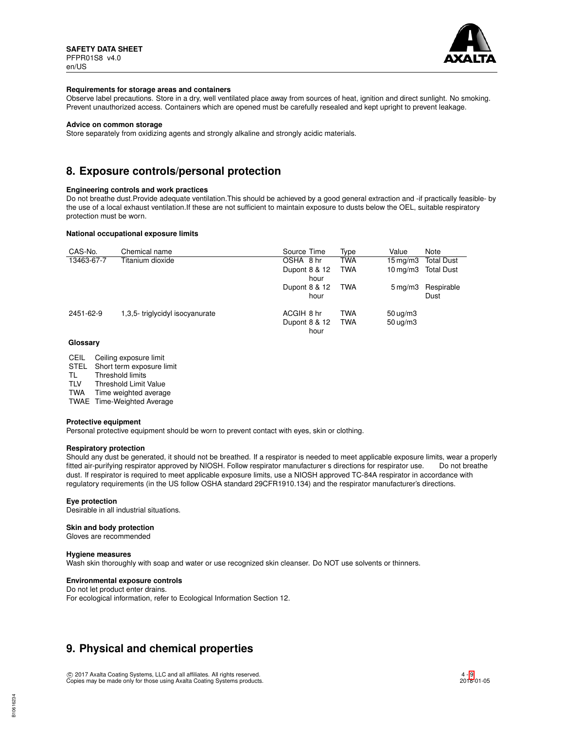#### Requirements for storage areas and containers

Observe label precautions. Store in a dry, well ventilated place away from sources of heat, ignition and direct sunlight. No smoking. Prevent unauthorized access. Containers which are opened must be carefully resealed and kept upright to prevent leakage.

#### Advice on common storage

Store separately from oxidizing agents and strongly alkaline and strongly acidic materials.

## 8. Exposure controls/personal protection

#### Engineering controls and work practices

Do not breathe dust.Provide adequate ventilation.This should be achieved by a good general extraction and -if practically feasible- by the use of a local exhaust ventilation.If these are not sufficient to maintain exposure to dusts below the OEL, suitable respiratory protection must be worn.

#### National occupational exposure limits

| CAS-No. | Chemical name | Source | Time | Type | Value | Note |
|---|---|---|---|---|---|---|
| 13463-67-7 | Titanium dioxide | OSHA | 8 hr | TWA | 15 mg/m3 | Total Dust |
| | | Dupont | 8 & 12 hour | TWA | 10 mg/m3 | Total Dust |
| | | Dupont | 8 & 12 hour | TWA | 5 mg/m3 | Respirable Dust |
| 2451-62-9 | 1,3,5- triglycidyl isocyanurate | ACGIH | 8 hr | TWA | 50 ug/m3 | |
| | | Dupont | 8 & 12 hour | TWA | 50 ug/m3 | |

#### Glossary

| | |
|---|---|
| CEIL | Ceiling exposure limit |
| STEL | Short term exposure limit |
| TL | Threshold limits |
| TLV | Threshold Limit Value |
| TWA | Time weighted average |
| TWAE | Time-Weighted Average |

#### Protective equipment

Personal protective equipment should be worn to prevent contact with eyes, skin or clothing.

#### Respiratory protection

Should any dust be generated, it should not be breathed. If a respirator is needed to meet applicable exposure limits, wear a properly fitted air-purifying respirator approved by NIOSH. Follow respirator manufacturer s directions for respirator use. Do not breathe dust. If respirator is required to meet applicable exposure limits, use a NIOSH approved TC-84A respirator in accordance with regulatory requirements (in the US follow OSHA standard 29CFR1910.134) and the respirator manufacturer's directions.

#### Eye protection

Desirable in all industrial situations.

#### Skin and body protection

Gloves are recommended

#### Hygiene measures

Wash skin thoroughly with soap and water or use recognized skin cleanser. Do NOT use solvents or thinners.

#### Environmental exposure controls

Do not let product enter drains.
For ecological information, refer to Ecological Information Section 12.

## 9. Physical and chemical properties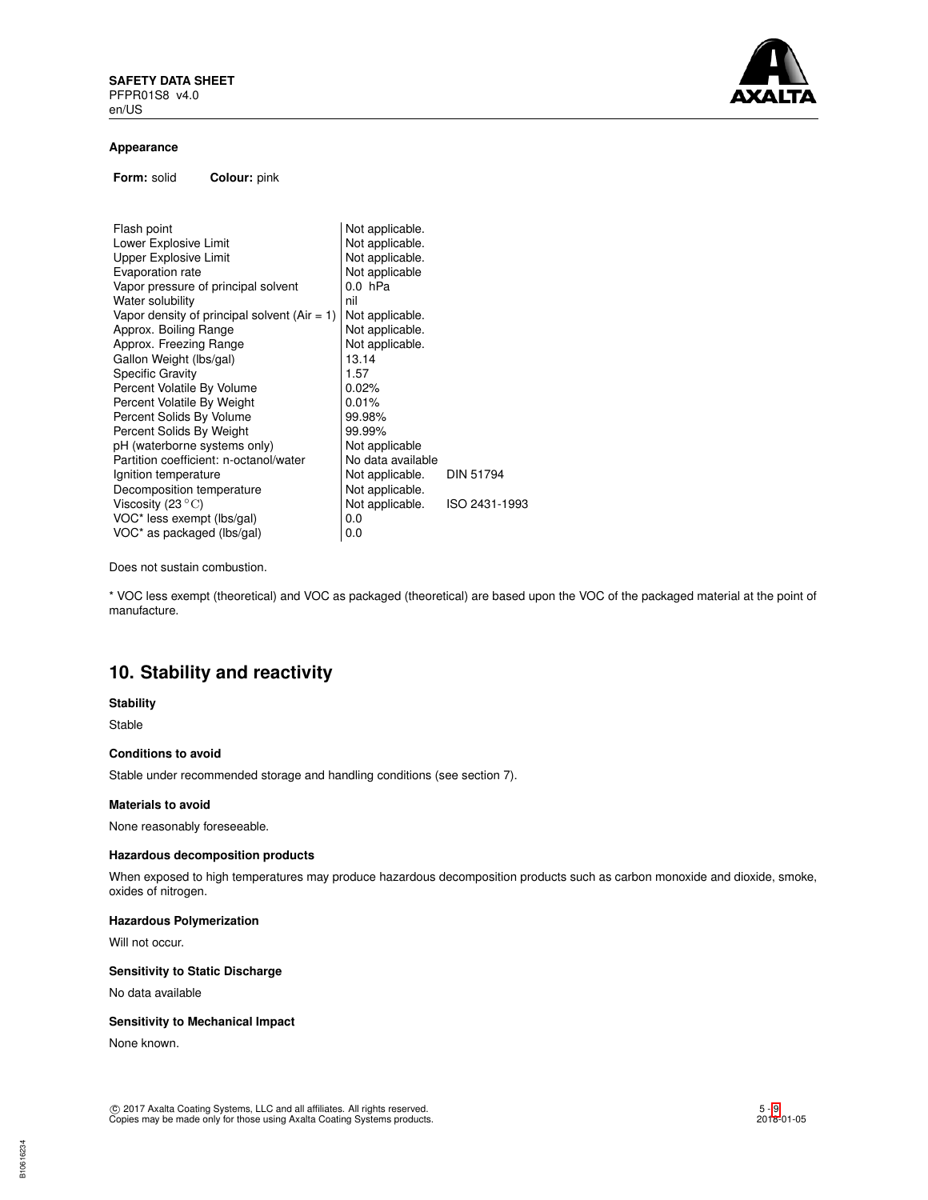**Appearance**

**Form:** solid **Colour:** pink

| | | |
|---|---|---|
| Flash point | Not applicable. | |
| Lower Explosive Limit | Not applicable. | |
| Upper Explosive Limit | Not applicable. | |
| Evaporation rate | Not applicable | |
| Vapor pressure of principal solvent | 0.0 hPa | |
| Water solubility | nil | |
| Vapor density of principal solvent (Air = 1) | Not applicable. | |
| Approx. Boiling Range | Not applicable. | |
| Approx. Freezing Range | Not applicable. | |
| Gallon Weight (lbs/gal) | 13.14 | |
| Specific Gravity | 1.57 | |
| Percent Volatile By Volume | 0.02% | |
| Percent Volatile By Weight | 0.01% | |
| Percent Solids By Volume | 99.98% | |
| Percent Solids By Weight | 99.99% | |
| pH (waterborne systems only) | Not applicable | |
| Partition coefficient: n-octanol/water | No data available | |
| Ignition temperature | Not applicable. | DIN 51794 |
| Decomposition temperature | Not applicable. | |
| Viscosity (23 °C) | Not applicable. | ISO 2431-1993 |
| VOC* less exempt (lbs/gal) | 0.0 | |
| VOC* as packaged (lbs/gal) | 0.0 | |

Does not sustain combustion.

* VOC less exempt (theoretical) and VOC as packaged (theoretical) are based upon the VOC of the packaged material at the point of manufacture.

## 10. Stability and reactivity

**Stability**

Stable

**Conditions to avoid**

Stable under recommended storage and handling conditions (see section 7).

**Materials to avoid**

None reasonably foreseeable.

**Hazardous decomposition products**

When exposed to high temperatures may produce hazardous decomposition products such as carbon monoxide and dioxide, smoke, oxides of nitrogen.

**Hazardous Polymerization**

Will not occur.

**Sensitivity to Static Discharge**

No data available

**Sensitivity to Mechanical Impact**

None known.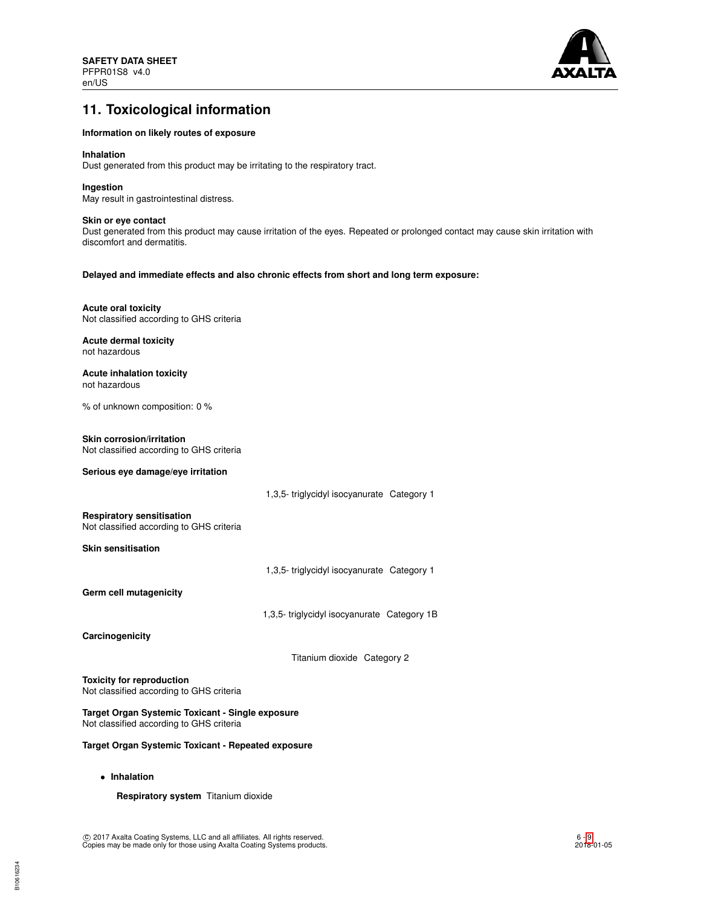## 11. Toxicological information

**Information on likely routes of exposure**

**Inhalation**
Dust generated from this product may be irritating to the respiratory tract.

**Ingestion**
May result in gastrointestinal distress.

**Skin or eye contact**
Dust generated from this product may cause irritation of the eyes. Repeated or prolonged contact may cause skin irritation with discomfort and dermatitis.

**Delayed and immediate effects and also chronic effects from short and long term exposure:**

**Acute oral toxicity**
Not classified according to GHS criteria

**Acute dermal toxicity**
not hazardous

**Acute inhalation toxicity**
not hazardous

% of unknown composition: 0 %

**Skin corrosion/irritation**
Not classified according to GHS criteria

**Serious eye damage/eye irritation**

1,3,5- triglycidyl isocyanurate Category 1

**Respiratory sensitisation**
Not classified according to GHS criteria

**Skin sensitisation**

1,3,5- triglycidyl isocyanurate Category 1

**Germ cell mutagenicity**

1,3,5- triglycidyl isocyanurate Category 1B

**Carcinogenicity**

Titanium dioxide Category 2

**Toxicity for reproduction**
Not classified according to GHS criteria

**Target Organ Systemic Toxicant - Single exposure**
Not classified according to GHS criteria

**Target Organ Systemic Toxicant - Repeated exposure**

- **Inhalation**

  **Respiratory system** Titanium dioxide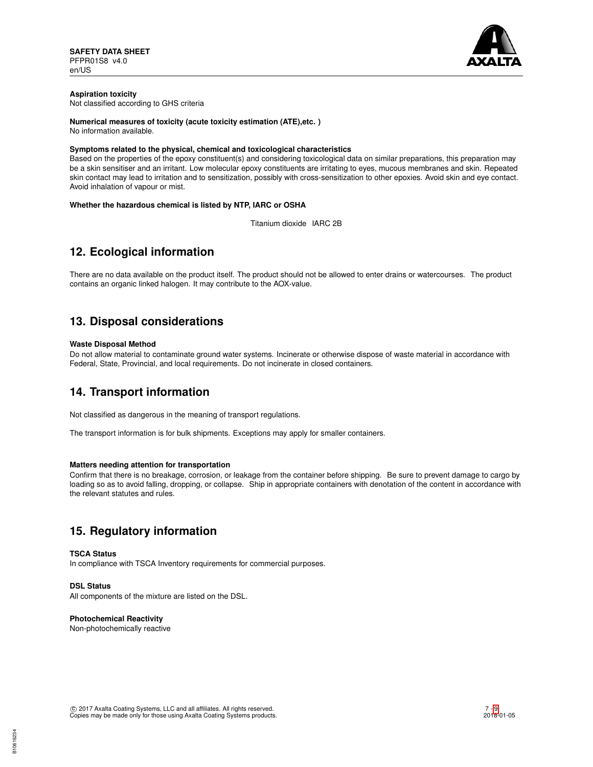**Aspiration toxicity**
Not classified according to GHS criteria

**Numerical measures of toxicity (acute toxicity estimation (ATE),etc. )**
No information available.

**Symptoms related to the physical, chemical and toxicological characteristics**
Based on the properties of the epoxy constituent(s) and considering toxicological data on similar preparations, this preparation may be a skin sensitiser and an irritant. Low molecular epoxy constituents are irritating to eyes, mucous membranes and skin. Repeated skin contact may lead to irritation and to sensitization, possibly with cross-sensitization to other epoxies. Avoid skin and eye contact. Avoid inhalation of vapour or mist.

**Whether the hazardous chemical is listed by NTP, IARC or OSHA**

Titanium dioxide IARC 2B

## 12. Ecological information

There are no data available on the product itself. The product should not be allowed to enter drains or watercourses. The product contains an organic linked halogen. It may contribute to the AOX-value.

## 13. Disposal considerations

**Waste Disposal Method**
Do not allow material to contaminate ground water systems. Incinerate or otherwise dispose of waste material in accordance with Federal, State, Provincial, and local requirements. Do not incinerate in closed containers.

## 14. Transport information

Not classified as dangerous in the meaning of transport regulations.

The transport information is for bulk shipments. Exceptions may apply for smaller containers.

**Matters needing attention for transportation**
Confirm that there is no breakage, corrosion, or leakage from the container before shipping. Be sure to prevent damage to cargo by loading so as to avoid falling, dropping, or collapse. Ship in appropriate containers with denotation of the content in accordance with the relevant statutes and rules.

## 15. Regulatory information

**TSCA Status**
In compliance with TSCA Inventory requirements for commercial purposes.

**DSL Status**
All components of the mixture are listed on the DSL.

**Photochemical Reactivity**
Non-photochemically reactive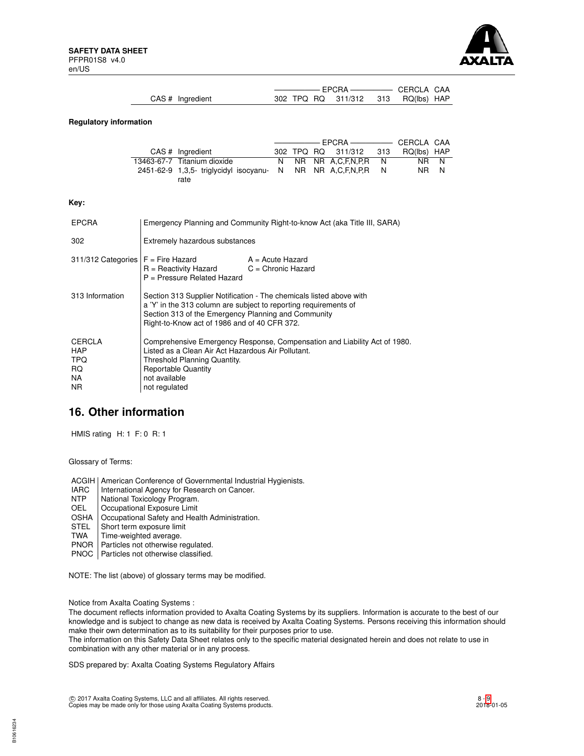| CAS # | Ingredient | EPCRA 302 | EPCRA TPQ | EPCRA RQ | EPCRA 311/312 | EPCRA 313 | CERCLA RQ(lbs) | CAA HAP |
|---|---|---|---|---|---|---|---|---|

**Regulatory information**

| CAS # | Ingredient | EPCRA 302 | EPCRA TPQ | EPCRA RQ | EPCRA 311/312 | EPCRA 313 | CERCLA RQ(lbs) | CAA HAP |
|---|---|---|---|---|---|---|---|---|
| 13463-67-7 | Titanium dioxide | N | NR | NR | A,C,F,N,P,R | N | NR | N |
| 2451-62-9 | 1,3,5- triglycidyl isocyanurate | N | NR | NR | A,C,F,N,P,R | N | NR | N |

**Key:**

| | |
|---|---|
| EPCRA | Emergency Planning and Community Right-to-know Act (aka Title III, SARA) |
| 302 | Extremely hazardous substances |
| 311/312 Categories | F = Fire Hazard; A = Acute Hazard; R = Reactivity Hazard; C = Chronic Hazard; P = Pressure Related Hazard |
| 313 Information | Section 313 Supplier Notification - The chemicals listed above with a 'Y' in the 313 column are subject to reporting requirements of Section 313 of the Emergency Planning and Community Right-to-Know act of 1986 and of 40 CFR 372. |
| CERCLA | Comprehensive Emergency Response, Compensation and Liability Act of 1980. |
| HAP | Listed as a Clean Air Act Hazardous Air Pollutant. |
| TPQ | Threshold Planning Quantity. |
| RQ | Reportable Quantity |
| NA | not available |
| NR | not regulated |

## 16. Other information

HMIS rating H: 1 F: 0 R: 1

Glossary of Terms:

| | |
|---|---|
| ACGIH | American Conference of Governmental Industrial Hygienists. |
| IARC | International Agency for Research on Cancer. |
| NTP | National Toxicology Program. |
| OEL | Occupational Exposure Limit |
| OSHA | Occupational Safety and Health Administration. |
| STEL | Short term exposure limit |
| TWA | Time-weighted average. |
| PNOR | Particles not otherwise regulated. |
| PNOC | Particles not otherwise classified. |

NOTE: The list (above) of glossary terms may be modified.

Notice from Axalta Coating Systems :
The document reflects information provided to Axalta Coating Systems by its suppliers. Information is accurate to the best of our knowledge and is subject to change as new data is received by Axalta Coating Systems. Persons receiving this information should make their own determination as to its suitability for their purposes prior to use.
The information on this Safety Data Sheet relates only to the specific material designated herein and does not relate to use in combination with any other material or in any process.

SDS prepared by: Axalta Coating Systems Regulatory Affairs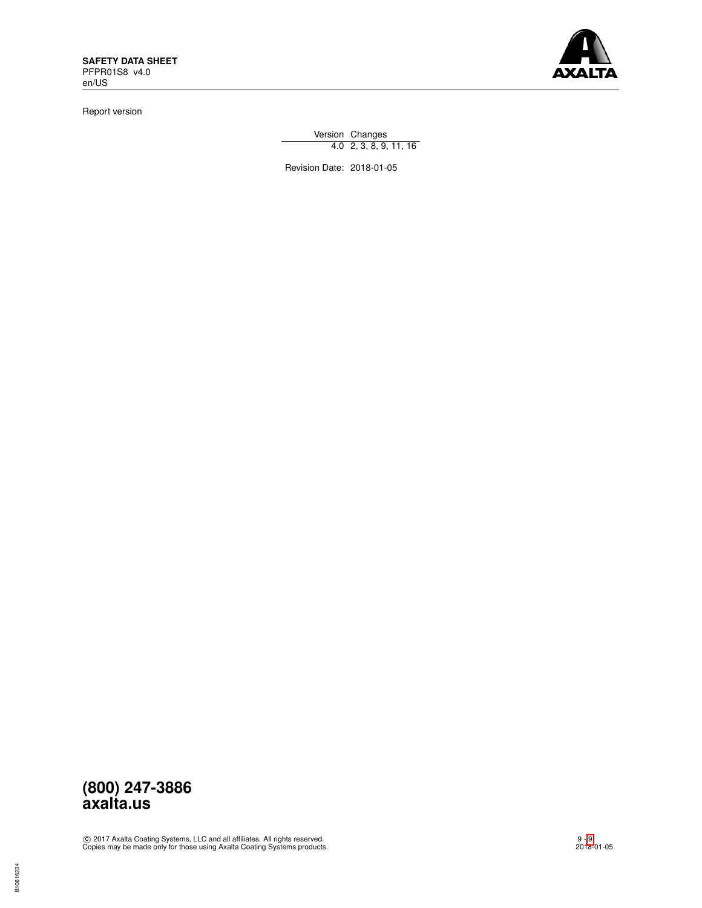Report version

| Version | Changes |
|---|---|
| 4.0 | 2, 3, 8, 9, 11, 16 |

Revision Date: 2018-01-05

**(800) 247-3886**
**axalta.us**

ⓒ 2017 Axalta Coating Systems, LLC and all affiliates. All rights reserved.
Copies may be made only for those using Axalta Coating Systems products.